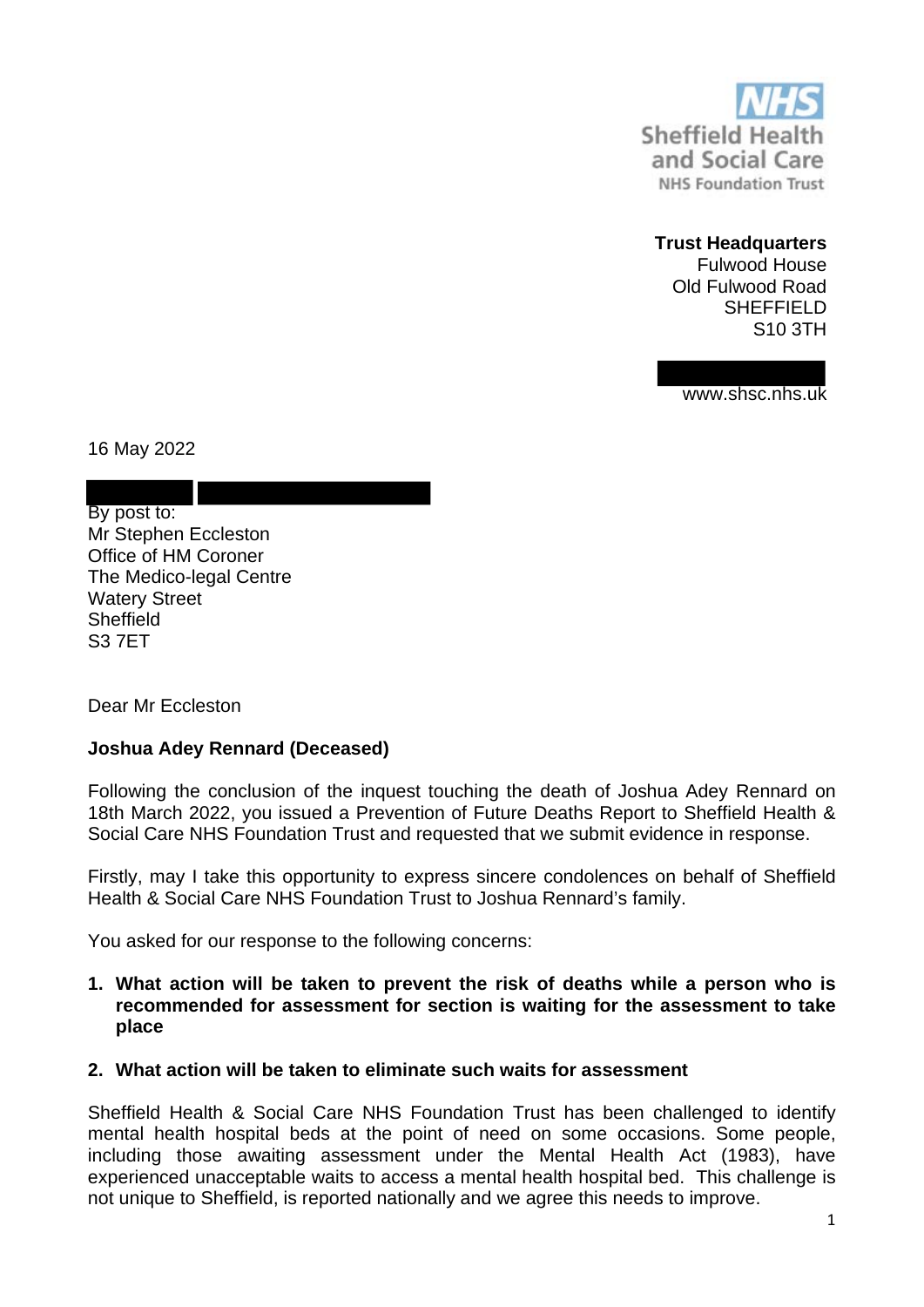Sheffield Health and Social Care
NHS Foundation Trust

**Trust Headquarters**
Fulwood House
Old Fulwood Road
SHEFFIELD
S10 3TH

www.shsc.nhs.uk

16 May 2022

By post to:
Mr Stephen Eccleston
Office of HM Coroner
The Medico-legal Centre
Watery Street
Sheffield
S3 7ET

Dear Mr Eccleston

**Joshua Adey Rennard (Deceased)**

Following the conclusion of the inquest touching the death of Joshua Adey Rennard on 18th March 2022, you issued a Prevention of Future Deaths Report to Sheffield Health & Social Care NHS Foundation Trust and requested that we submit evidence in response.

Firstly, may I take this opportunity to express sincere condolences on behalf of Sheffield Health & Social Care NHS Foundation Trust to Joshua Rennard's family.

You asked for our response to the following concerns:

1. **What action will be taken to prevent the risk of deaths while a person who is recommended for assessment for section is waiting for the assessment to take place**

2. **What action will be taken to eliminate such waits for assessment**

Sheffield Health & Social Care NHS Foundation Trust has been challenged to identify mental health hospital beds at the point of need on some occasions. Some people, including those awaiting assessment under the Mental Health Act (1983), have experienced unacceptable waits to access a mental health hospital bed. This challenge is not unique to Sheffield, is reported nationally and we agree this needs to improve.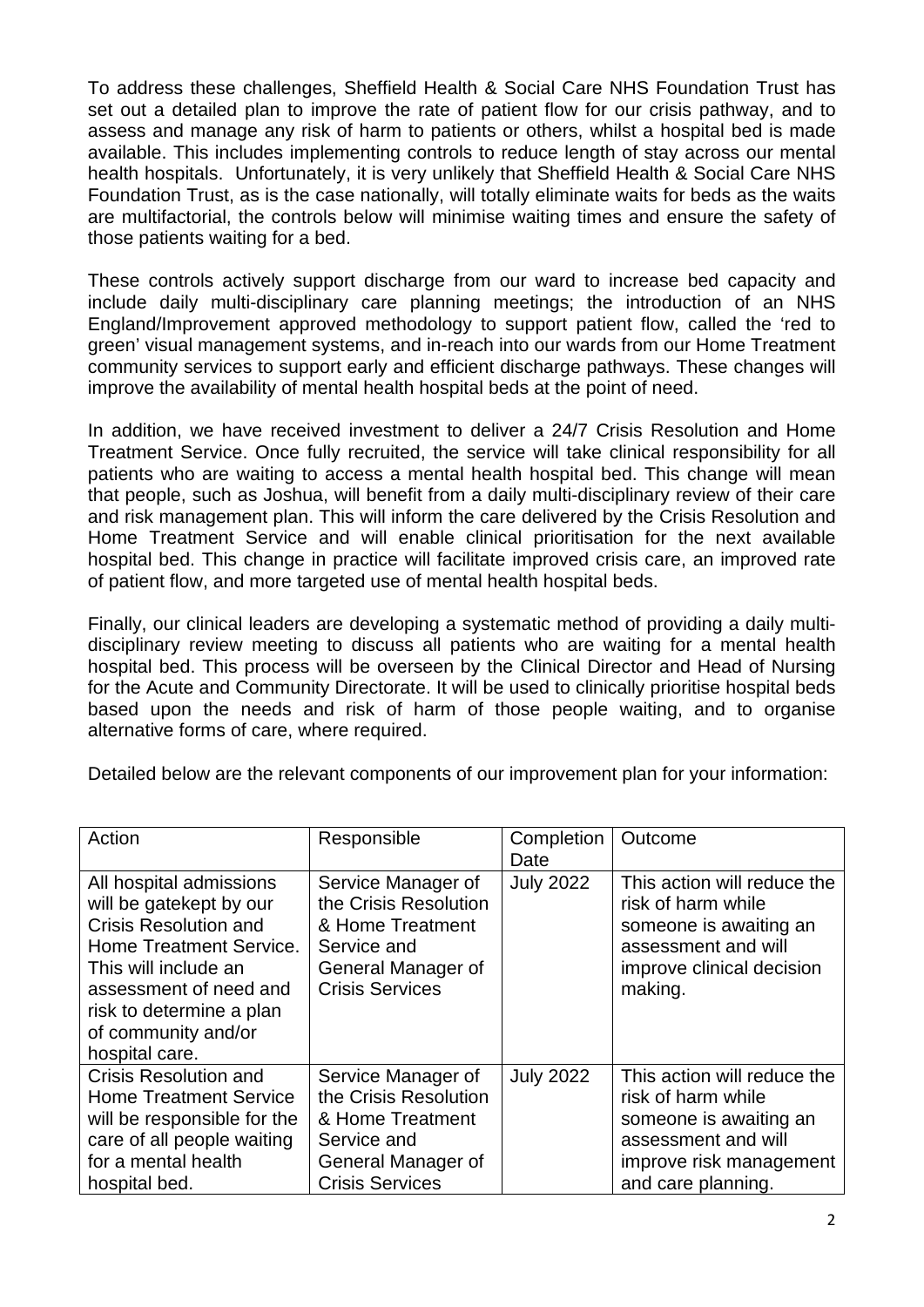To address these challenges, Sheffield Health & Social Care NHS Foundation Trust has set out a detailed plan to improve the rate of patient flow for our crisis pathway, and to assess and manage any risk of harm to patients or others, whilst a hospital bed is made available. This includes implementing controls to reduce length of stay across our mental health hospitals. Unfortunately, it is very unlikely that Sheffield Health & Social Care NHS Foundation Trust, as is the case nationally, will totally eliminate waits for beds as the waits are multifactorial, the controls below will minimise waiting times and ensure the safety of those patients waiting for a bed.

These controls actively support discharge from our ward to increase bed capacity and include daily multi-disciplinary care planning meetings; the introduction of an NHS England/Improvement approved methodology to support patient flow, called the 'red to green' visual management systems, and in-reach into our wards from our Home Treatment community services to support early and efficient discharge pathways. These changes will improve the availability of mental health hospital beds at the point of need.

In addition, we have received investment to deliver a 24/7 Crisis Resolution and Home Treatment Service. Once fully recruited, the service will take clinical responsibility for all patients who are waiting to access a mental health hospital bed. This change will mean that people, such as Joshua, will benefit from a daily multi-disciplinary review of their care and risk management plan. This will inform the care delivered by the Crisis Resolution and Home Treatment Service and will enable clinical prioritisation for the next available hospital bed. This change in practice will facilitate improved crisis care, an improved rate of patient flow, and more targeted use of mental health hospital beds.

Finally, our clinical leaders are developing a systematic method of providing a daily multi-disciplinary review meeting to discuss all patients who are waiting for a mental health hospital bed. This process will be overseen by the Clinical Director and Head of Nursing for the Acute and Community Directorate. It will be used to clinically prioritise hospital beds based upon the needs and risk of harm of those people waiting, and to organise alternative forms of care, where required.

Detailed below are the relevant components of our improvement plan for your information:

| Action | Responsible | Completion Date | Outcome |
|---|---|---|---|
| All hospital admissions will be gatekept by our Crisis Resolution and Home Treatment Service. This will include an assessment of need and risk to determine a plan of community and/or hospital care. | Service Manager of the Crisis Resolution & Home Treatment Service and General Manager of Crisis Services | July 2022 | This action will reduce the risk of harm while someone is awaiting an assessment and will improve clinical decision making. |
| Crisis Resolution and Home Treatment Service will be responsible for the care of all people waiting for a mental health hospital bed. | Service Manager of the Crisis Resolution & Home Treatment Service and General Manager of Crisis Services | July 2022 | This action will reduce the risk of harm while someone is awaiting an assessment and will improve risk management and care planning. |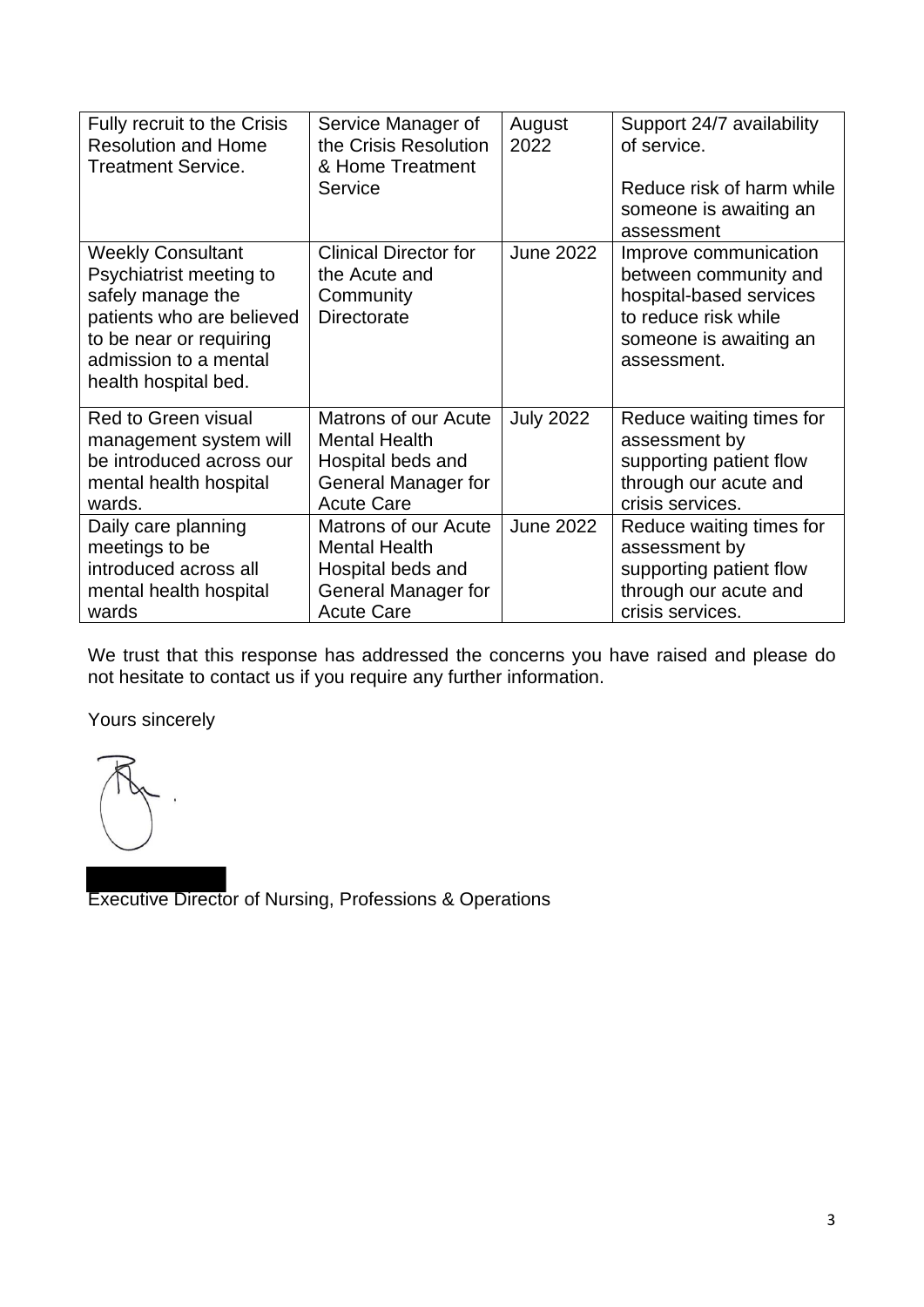| | | | |
|---|---|---|---|
| Fully recruit to the Crisis Resolution and Home Treatment Service. | Service Manager of the Crisis Resolution & Home Treatment Service | August 2022 | Support 24/7 availability of service.<br><br>Reduce risk of harm while someone is awaiting an assessment |
| Weekly Consultant Psychiatrist meeting to safely manage the patients who are believed to be near or requiring admission to a mental health hospital bed. | Clinical Director for the Acute and Community Directorate | June 2022 | Improve communication between community and hospital-based services to reduce risk while someone is awaiting an assessment. |
| Red to Green visual management system will be introduced across our mental health hospital wards. | Matrons of our Acute Mental Health Hospital beds and General Manager for Acute Care | July 2022 | Reduce waiting times for assessment by supporting patient flow through our acute and crisis services. |
| Daily care planning meetings to be introduced across all mental health hospital wards | Matrons of our Acute Mental Health Hospital beds and General Manager for Acute Care | June 2022 | Reduce waiting times for assessment by supporting patient flow through our acute and crisis services. |

We trust that this response has addressed the concerns you have raised and please do not hesitate to contact us if you require any further information.

Yours sincerely

Executive Director of Nursing, Professions & Operations